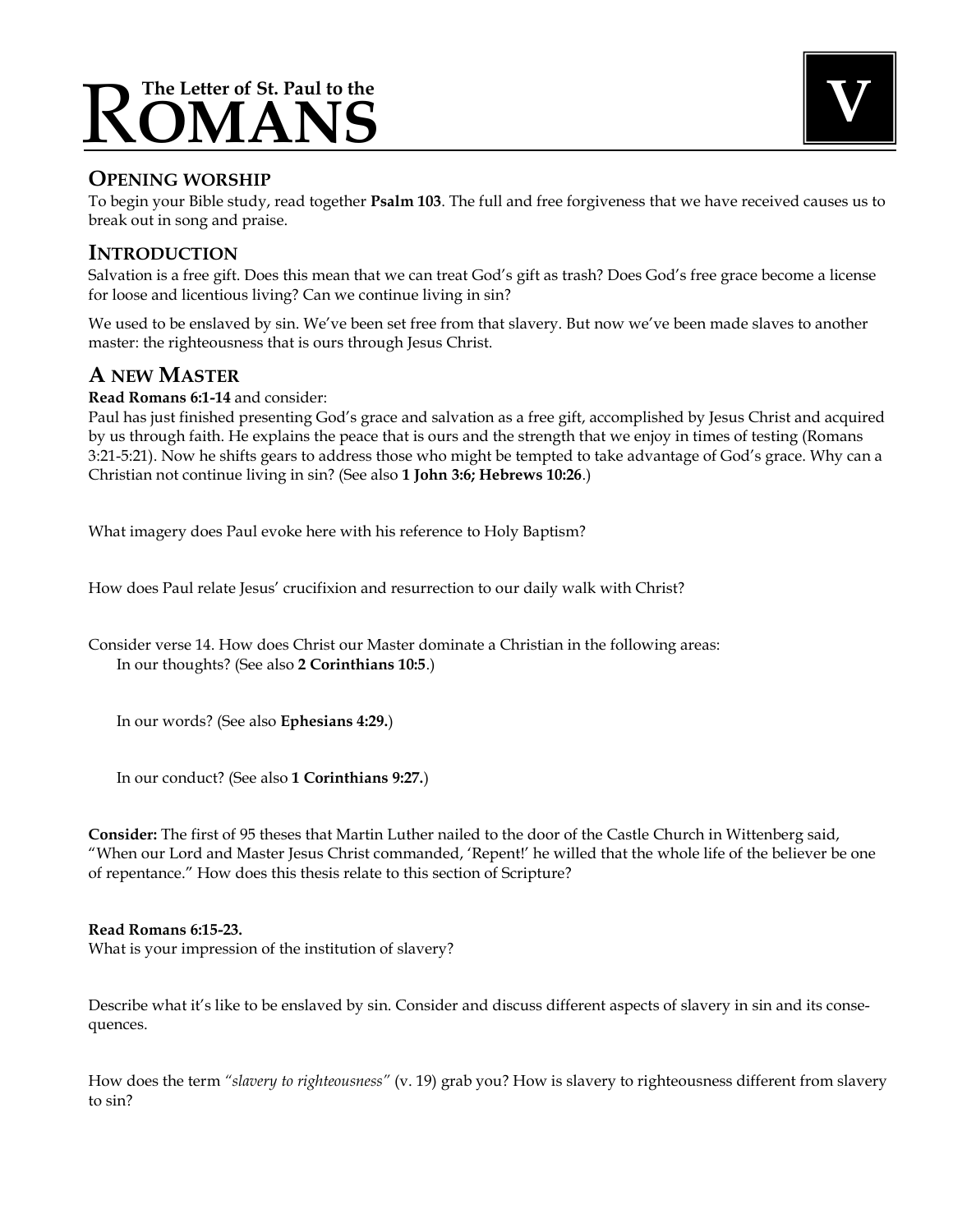# The Letter of St. Paul to the ROMANS

**V**

## OPENING WORSHIP

To begin your Bible study, read together **Psalm 103**. The full and free forgiveness that we have received causes us to break out in song and praise.

## INTRODUCTION

Salvation is a free gift. Does this mean that we can treat God's gift as trash? Does God's free grace become a license for loose and licentious living? Can we continue living in sin?

We used to be enslaved by sin. We've been set free from that slavery. But now we've been made slaves to another master: the righteousness that is ours through Jesus Christ.

## A NEW MASTER

**Read Romans 6:1-14** and consider:

Paul has just finished presenting God's grace and salvation as a free gift, accomplished by Jesus Christ and acquired by us through faith. He explains the peace that is ours and the strength that we enjoy in times of testing (Romans 3:21-5:21). Now he shifts gears to address those who might be tempted to take advantage of God's grace. Why can a Christian not continue living in sin? (See also **1 John 3:6; Hebrews 10:26**.)

What imagery does Paul evoke here with his reference to Holy Baptism?

How does Paul relate Jesus' crucifixion and resurrection to our daily walk with Christ?

Consider verse 14. How does Christ our Master dominate a Christian in the following areas:

In our thoughts? (See also **2 Corinthians 10:5**.)

In our words? (See also **Ephesians 4:29.**)

In our conduct? (See also **1 Corinthians 9:27.**)

**Consider:** The first of 95 theses that Martin Luther nailed to the door of the Castle Church in Wittenberg said, "When our Lord and Master Jesus Christ commanded, 'Repent!' he willed that the whole life of the believer be one of repentance." How does this thesis relate to this section of Scripture?

**Read Romans 6:15-23.**

What is your impression of the institution of slavery?

Describe what it's like to be enslaved by sin. Consider and discuss different aspects of slavery in sin and its consequences.

How does the term *"slavery to righteousness"* (v. 19) grab you? How is slavery to righteousness different from slavery to sin?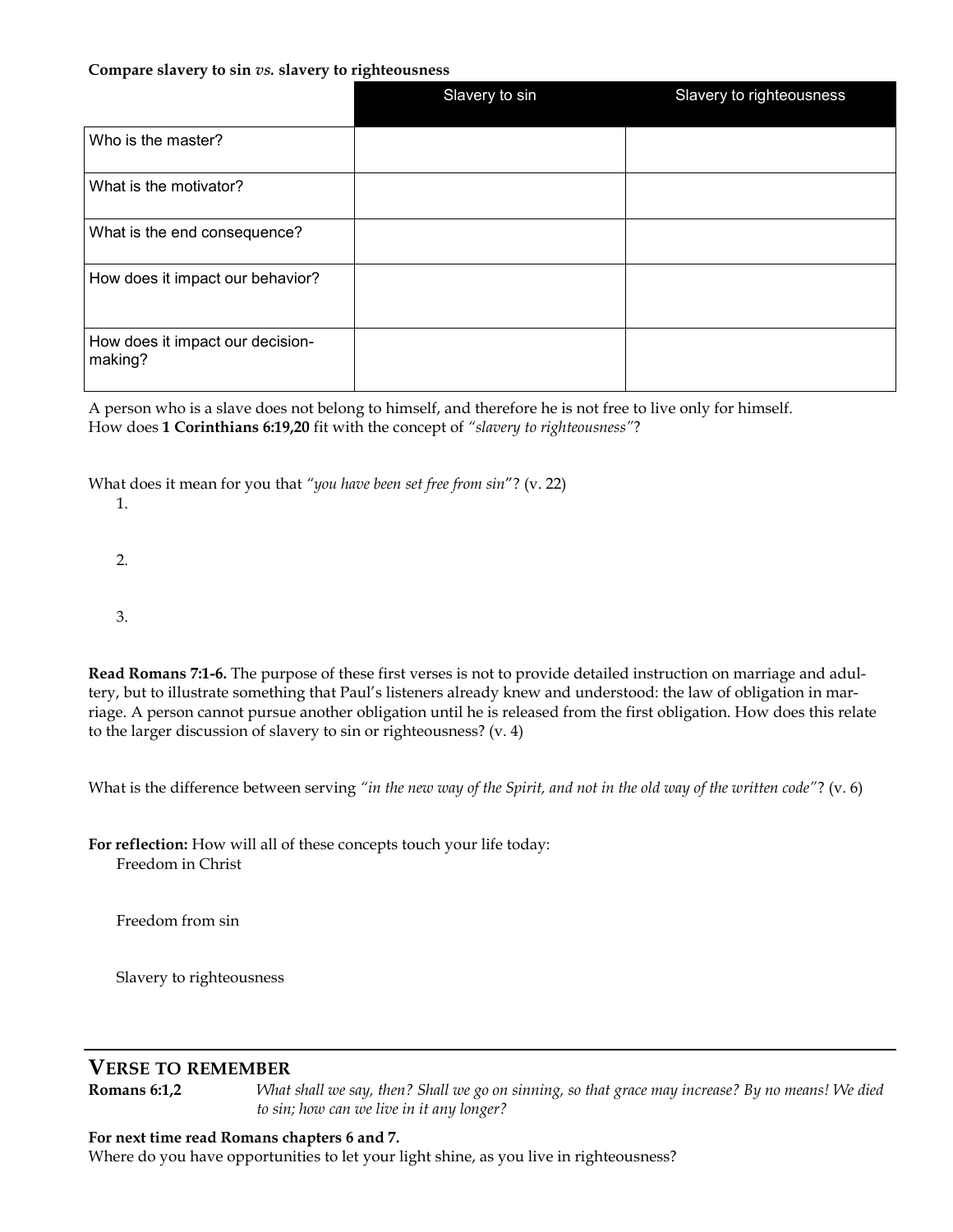**Compare slavery to sin *vs.* slavery to righteousness**

| | Slavery to sin | Slavery to righteousness |
|---|---|---|
| Who is the master? | | |
| What is the motivator? | | |
| What is the end consequence? | | |
| How does it impact our behavior? | | |
| How does it impact our decision-making? | | |

A person who is a slave does not belong to himself, and therefore he is not free to live only for himself. How does **1 Corinthians 6:19,20** fit with the concept of *"slavery to righteousness"*?

What does it mean for you that *"you have been set free from sin"*? (v. 22)

1.

2.

3.

**Read Romans 7:1-6.** The purpose of these first verses is not to provide detailed instruction on marriage and adultery, but to illustrate something that Paul's listeners already knew and understood: the law of obligation in marriage. A person cannot pursue another obligation until he is released from the first obligation. How does this relate to the larger discussion of slavery to sin or righteousness? (v. 4)

What is the difference between serving *"in the new way of the Spirit, and not in the old way of the written code"*? (v. 6)

**For reflection:** How will all of these concepts touch your life today:

Freedom in Christ

Freedom from sin

Slavery to righteousness

## VERSE TO REMEMBER

**Romans 6:1,2** *What shall we say, then? Shall we go on sinning, so that grace may increase? By no means! We died to sin; how can we live in it any longer?*

**For next time read Romans chapters 6 and 7.**

Where do you have opportunities to let your light shine, as you live in righteousness?